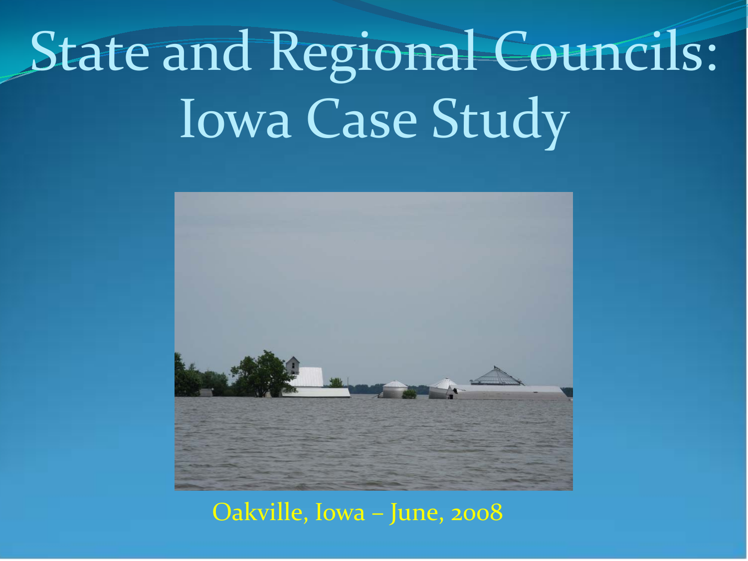# State and Regional Councils: Iowa Case Study

Oakville, Iowa – June, 2008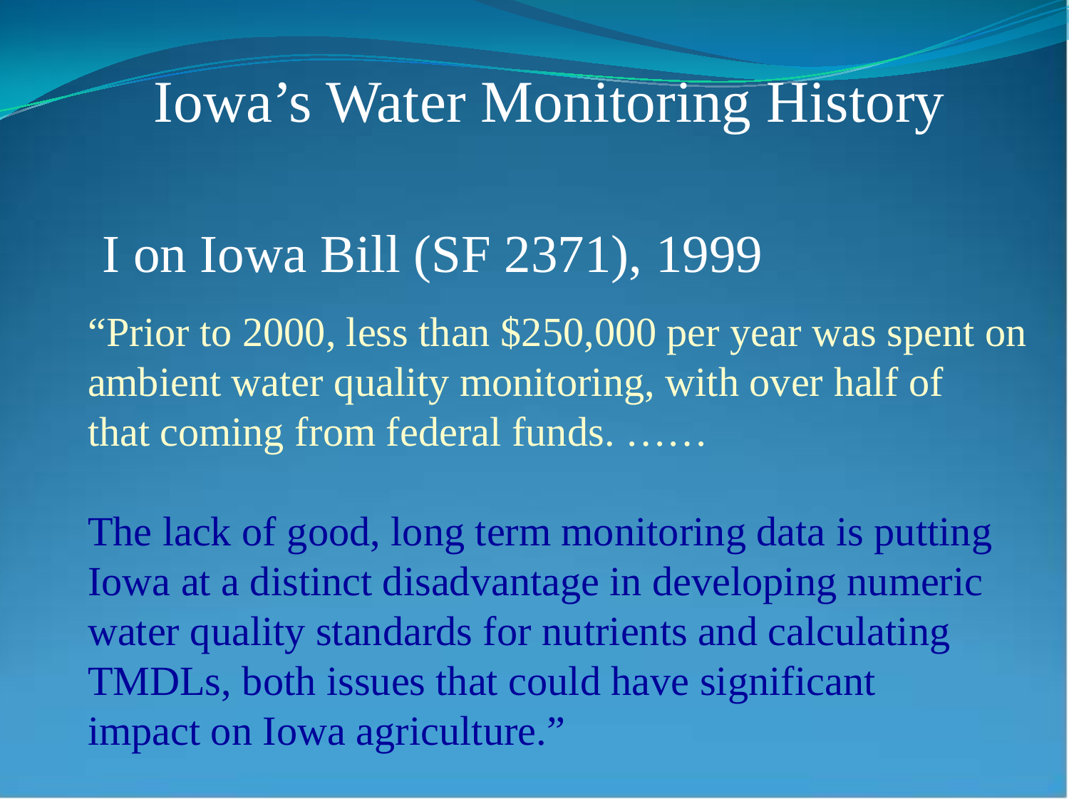# Iowa's Water Monitoring History

## I on Iowa Bill (SF 2371), 1999

"Prior to 2000, less than $250,000 per year was spent on ambient water quality monitoring, with over half of that coming from federal funds. ……

The lack of good, long term monitoring data is putting Iowa at a distinct disadvantage in developing numeric water quality standards for nutrients and calculating TMDLs, both issues that could have significant impact on Iowa agriculture."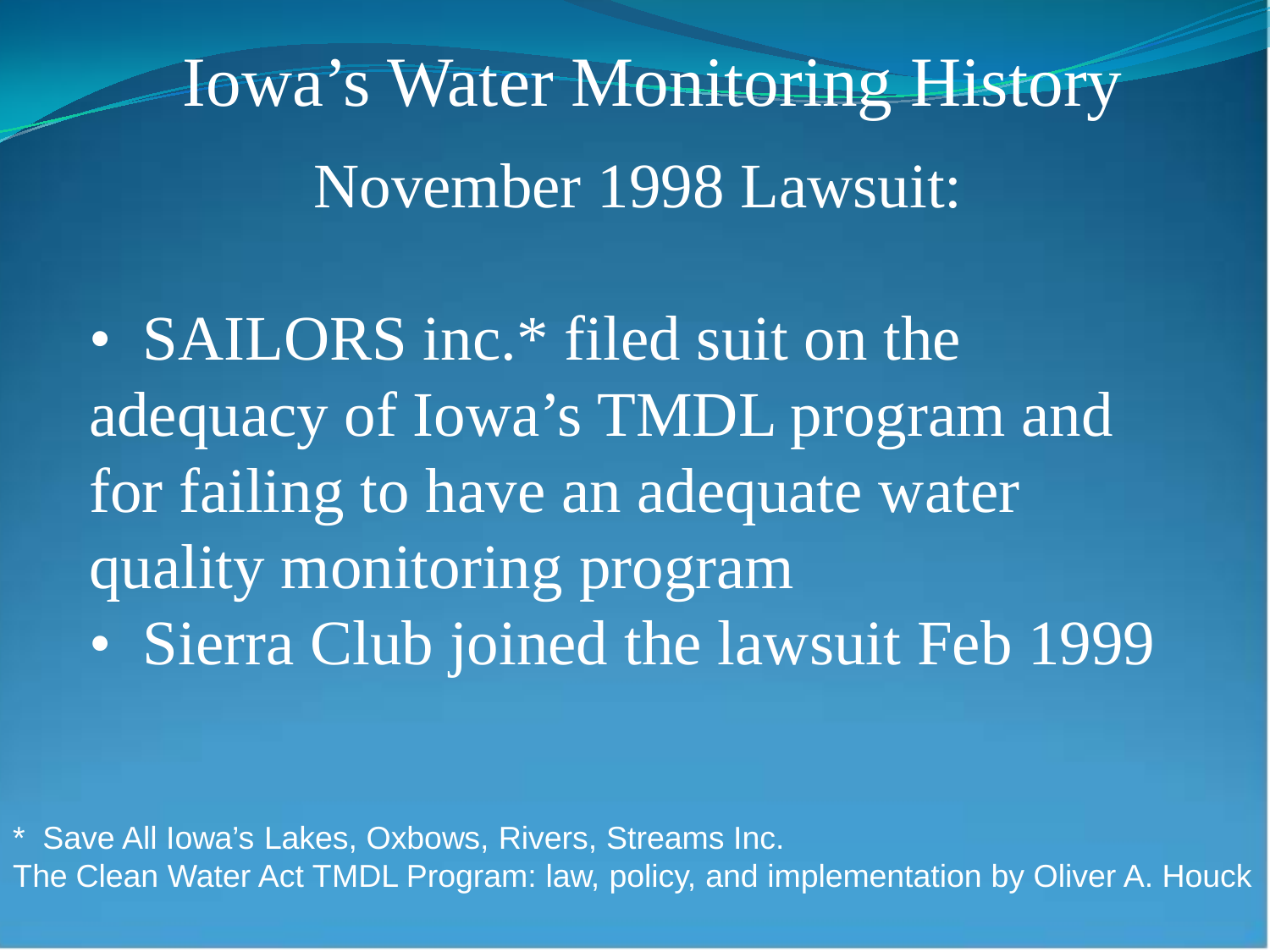# Iowa's Water Monitoring History

## November 1998 Lawsuit:

- SAILORS inc.* filed suit on the adequacy of Iowa's TMDL program and for failing to have an adequate water quality monitoring program
- Sierra Club joined the lawsuit Feb 1999

\* Save All Iowa's Lakes, Oxbows, Rivers, Streams Inc.

The Clean Water Act TMDL Program: law, policy, and implementation by Oliver A. Houck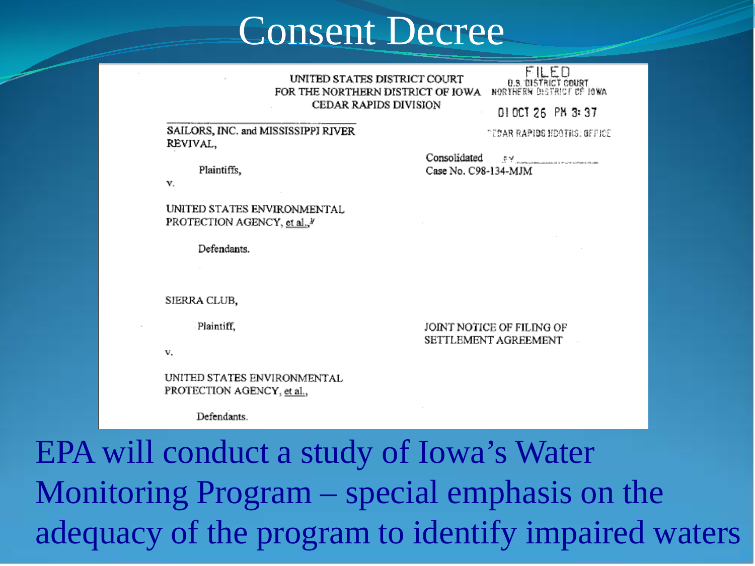# Consent Decree

UNITED STATES DISTRICT COURT
FOR THE NORTHERN DISTRICT OF IOWA
CEDAR RAPIDS DIVISION

FILED
U.S. DISTRICT COURT
NORTHERN DISTRICT OF IOWA
01 OCT 26 PM 3:37
CEDAR RAPIDS HDQTRS. OFFICE

SAILORS, INC. and MISSISSIPPI RIVER REVIVAL,

Plaintiffs,

v.

UNITED STATES ENVIRONMENTAL PROTECTION AGENCY, et al.,[1]

Defendants.

Consolidated
Case No. C98-134-MJM

SIERRA CLUB,

Plaintiff,

v.

UNITED STATES ENVIRONMENTAL PROTECTION AGENCY, et al.,

Defendants.

JOINT NOTICE OF FILING OF SETTLEMENT AGREEMENT

EPA will conduct a study of Iowa's Water Monitoring Program – special emphasis on the adequacy of the program to identify impaired waters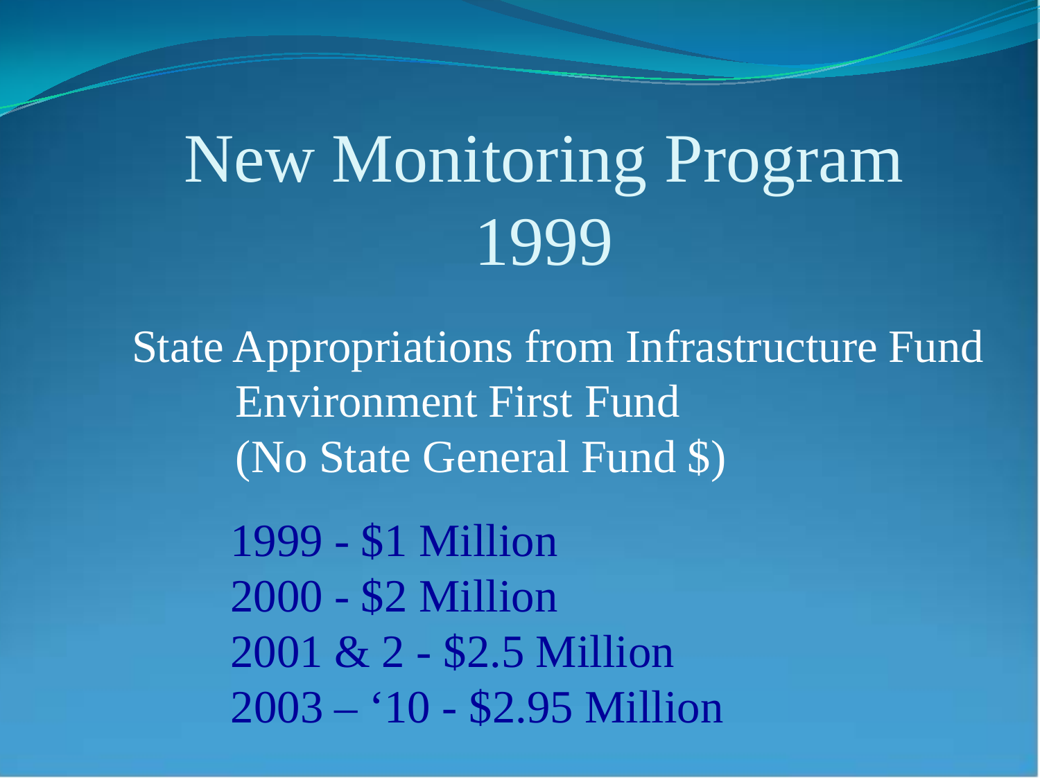# New Monitoring Program 1999

State Appropriations from Infrastructure Fund
Environment First Fund
(No State General Fund $)

1999 - $1 Million
2000 - $2 Million
2001 & 2 - $2.5 Million
2003 – '10 - $2.95 Million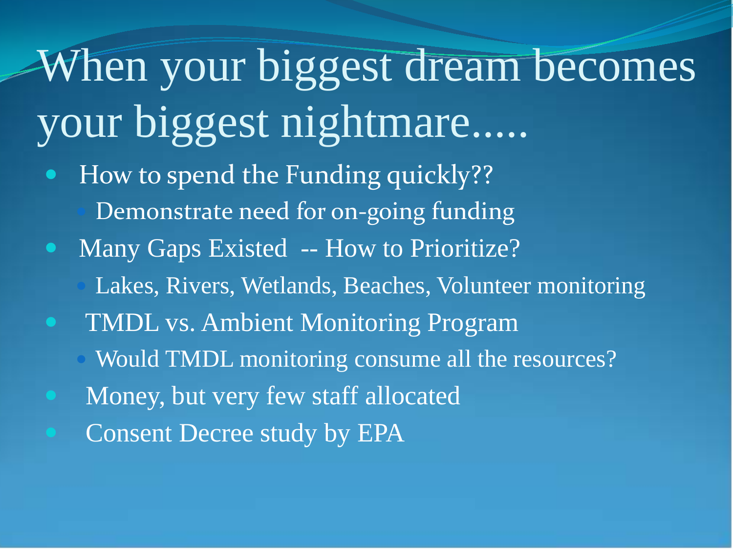# When your biggest dream becomes your biggest nightmare.....

- How to spend the Funding quickly??
  - Demonstrate need for on-going funding
- Many Gaps Existed -- How to Prioritize?
  - Lakes, Rivers, Wetlands, Beaches, Volunteer monitoring
- TMDL vs. Ambient Monitoring Program
  - Would TMDL monitoring consume all the resources?
- Money, but very few staff allocated
- Consent Decree study by EPA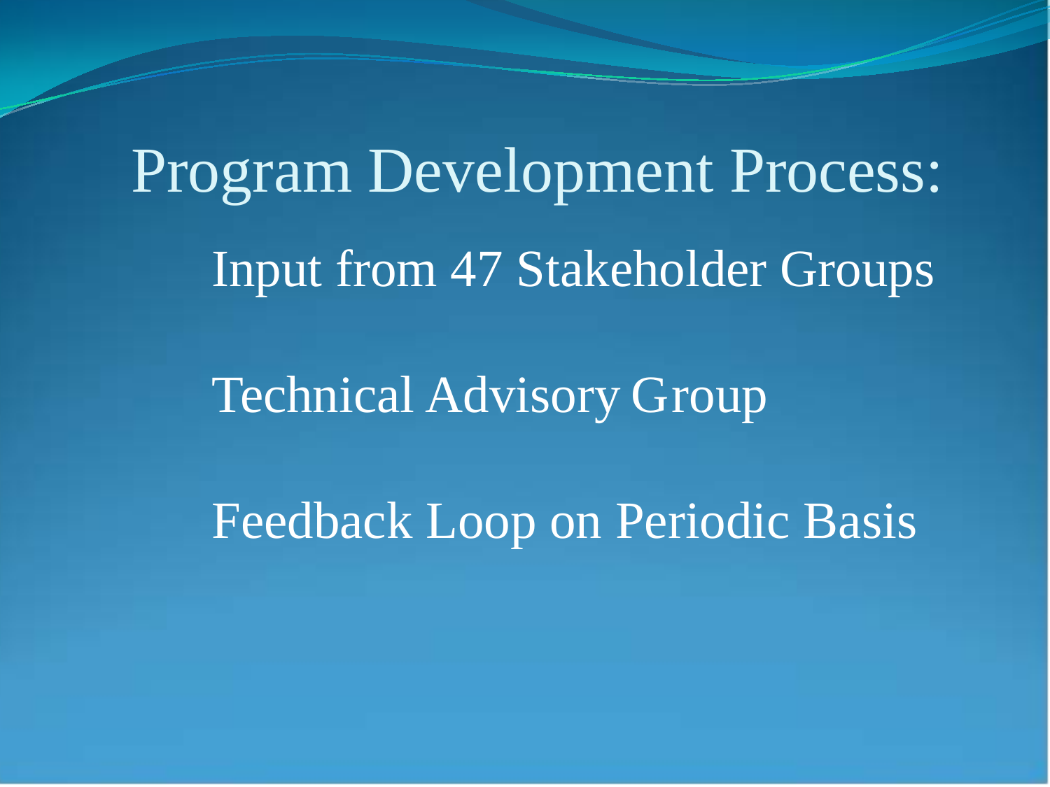# Program Development Process:

- Input from 47 Stakeholder Groups
- Technical Advisory Group
- Feedback Loop on Periodic Basis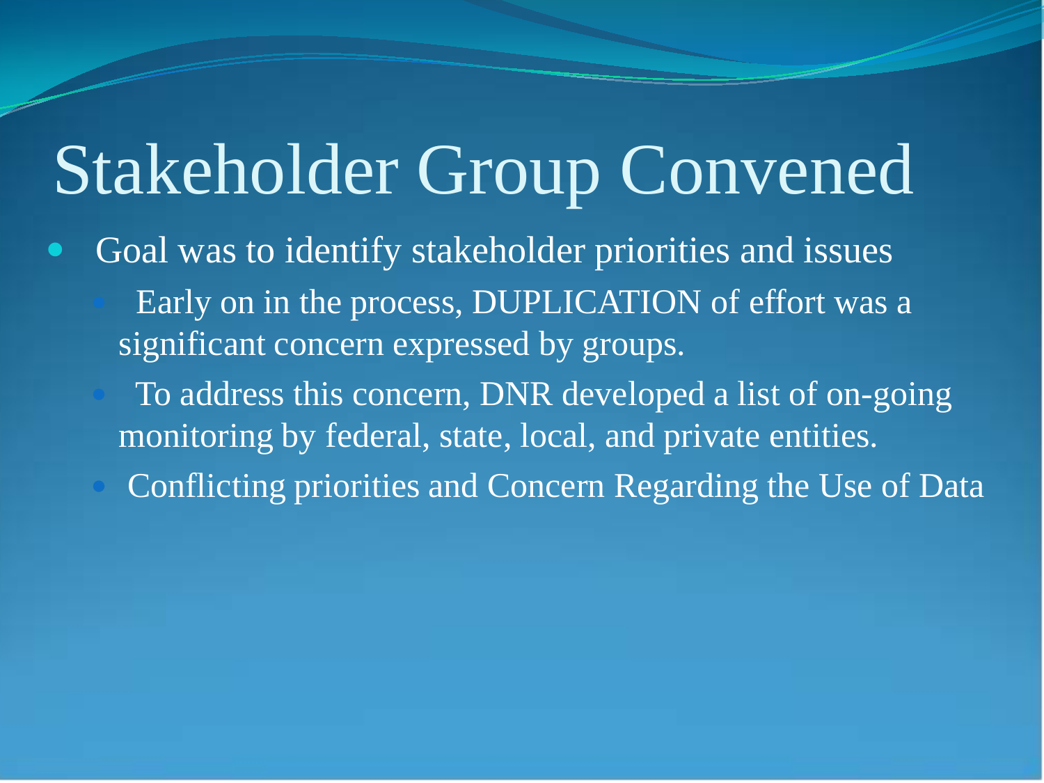# Stakeholder Group Convened

- Goal was to identify stakeholder priorities and issues
  - Early on in the process, DUPLICATION of effort was a significant concern expressed by groups.
  - To address this concern, DNR developed a list of on-going monitoring by federal, state, local, and private entities.
  - Conflicting priorities and Concern Regarding the Use of Data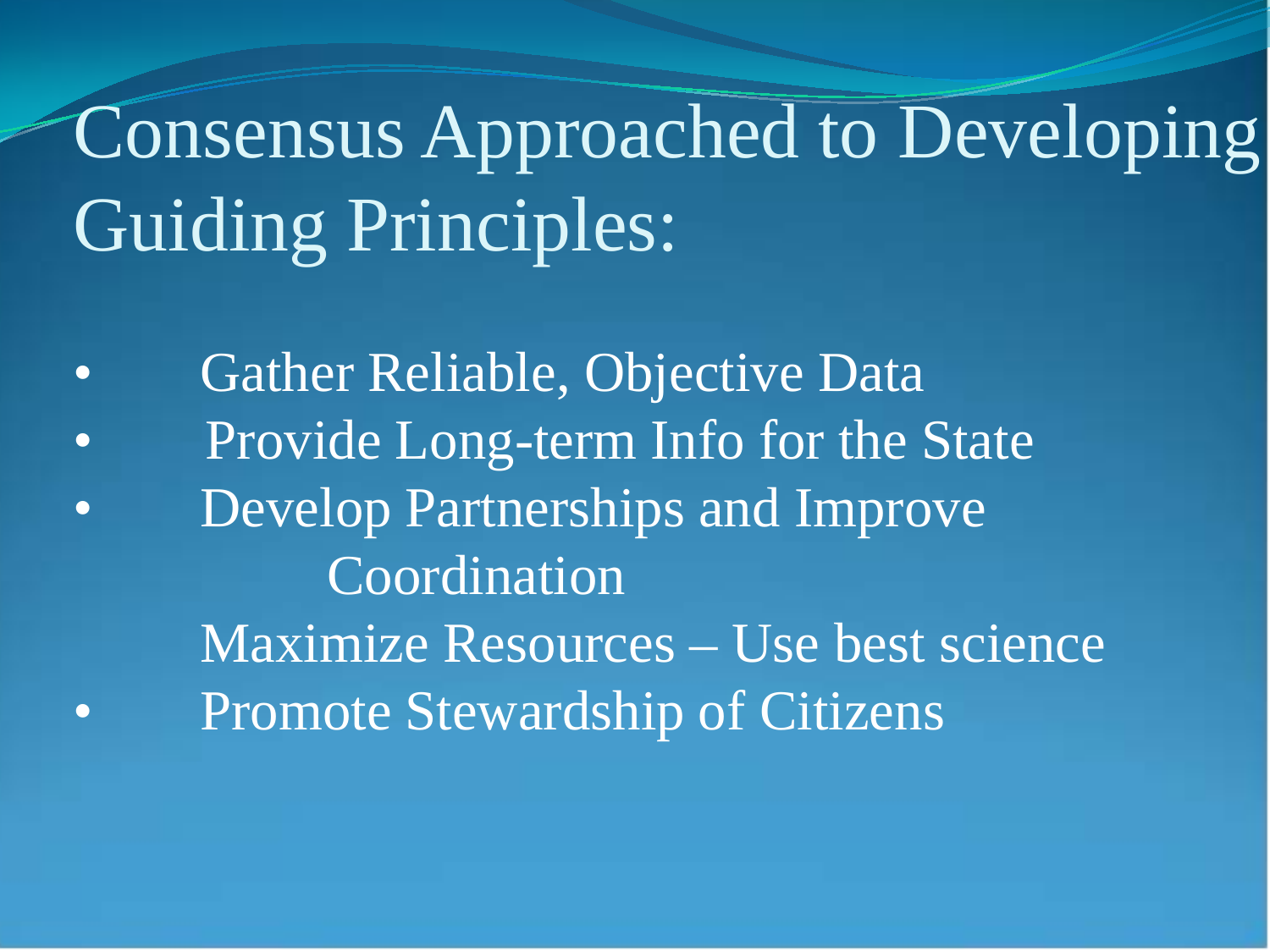# Consensus Approached to Developing Guiding Principles:

- Gather Reliable, Objective Data
- Provide Long-term Info for the State
- Develop Partnerships and Improve Coordination
  Maximize Resources – Use best science
- Promote Stewardship of Citizens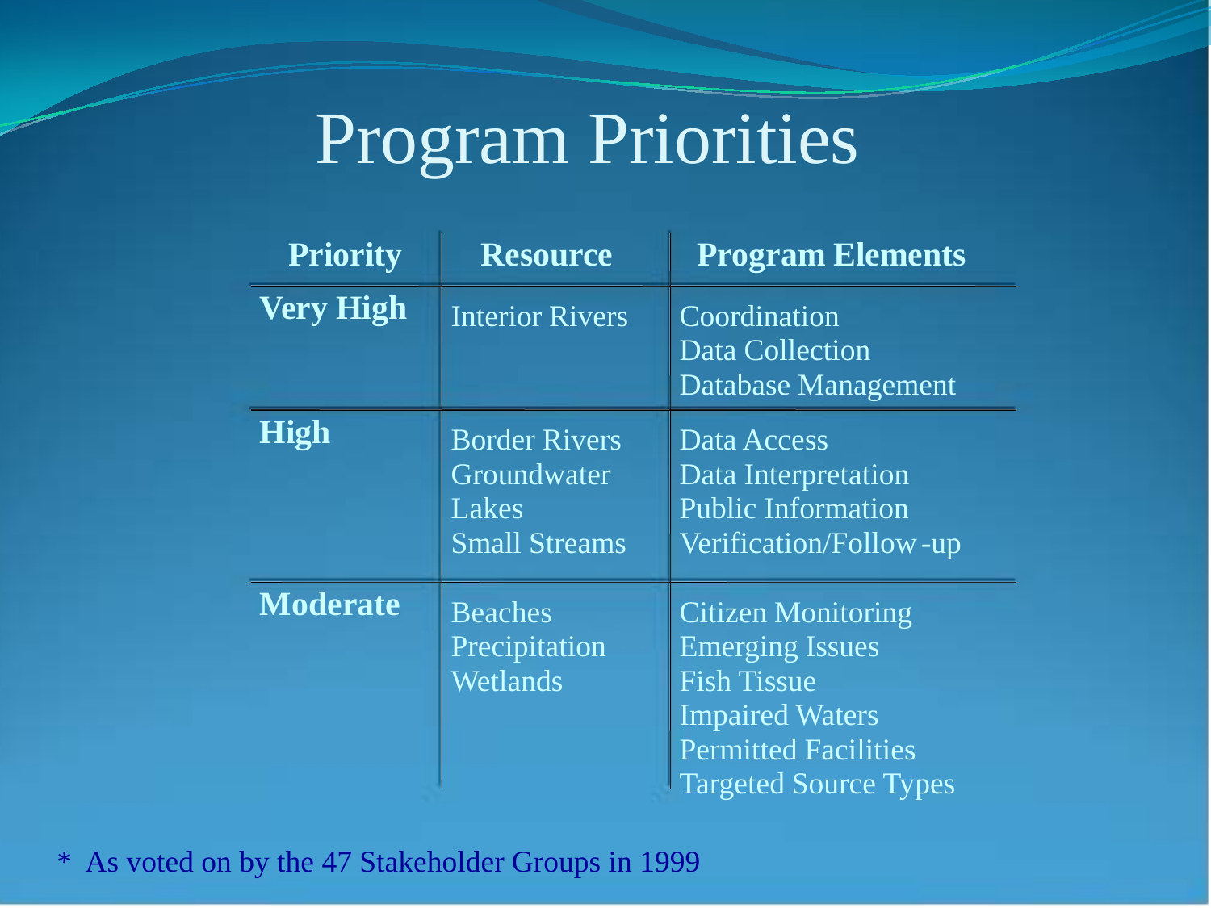# Program Priorities

| Priority | Resource | Program Elements |
|---|---|---|
| **Very High** | Interior Rivers | Coordination<br>Data Collection<br>Database Management |
| **High** | Border Rivers<br>Groundwater<br>Lakes<br>Small Streams | Data Access<br>Data Interpretation<br>Public Information<br>Verification/Follow-up |
| **Moderate** | Beaches<br>Precipitation<br>Wetlands | Citizen Monitoring<br>Emerging Issues<br>Fish Tissue<br>Impaired Waters<br>Permitted Facilities<br>Targeted Source Types |

* As voted on by the 47 Stakeholder Groups in 1999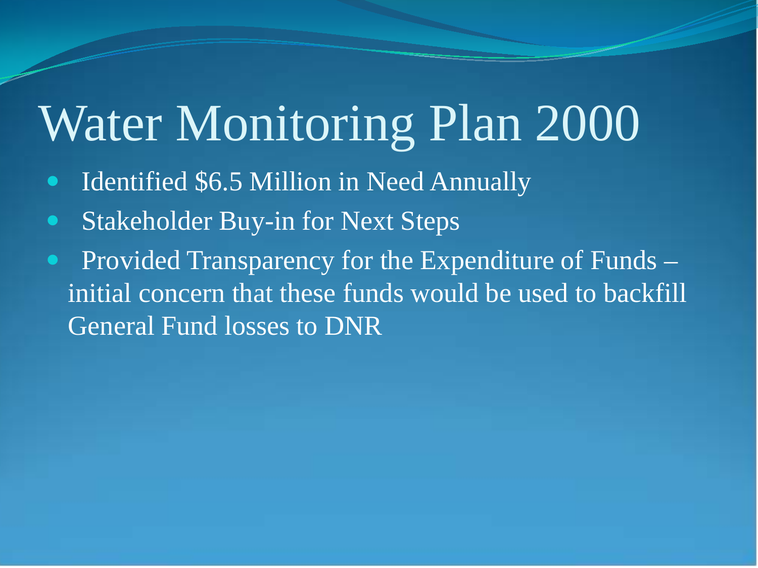# Water Monitoring Plan 2000

- Identified $6.5 Million in Need Annually
- Stakeholder Buy-in for Next Steps
- Provided Transparency for the Expenditure of Funds – initial concern that these funds would be used to backfill General Fund losses to DNR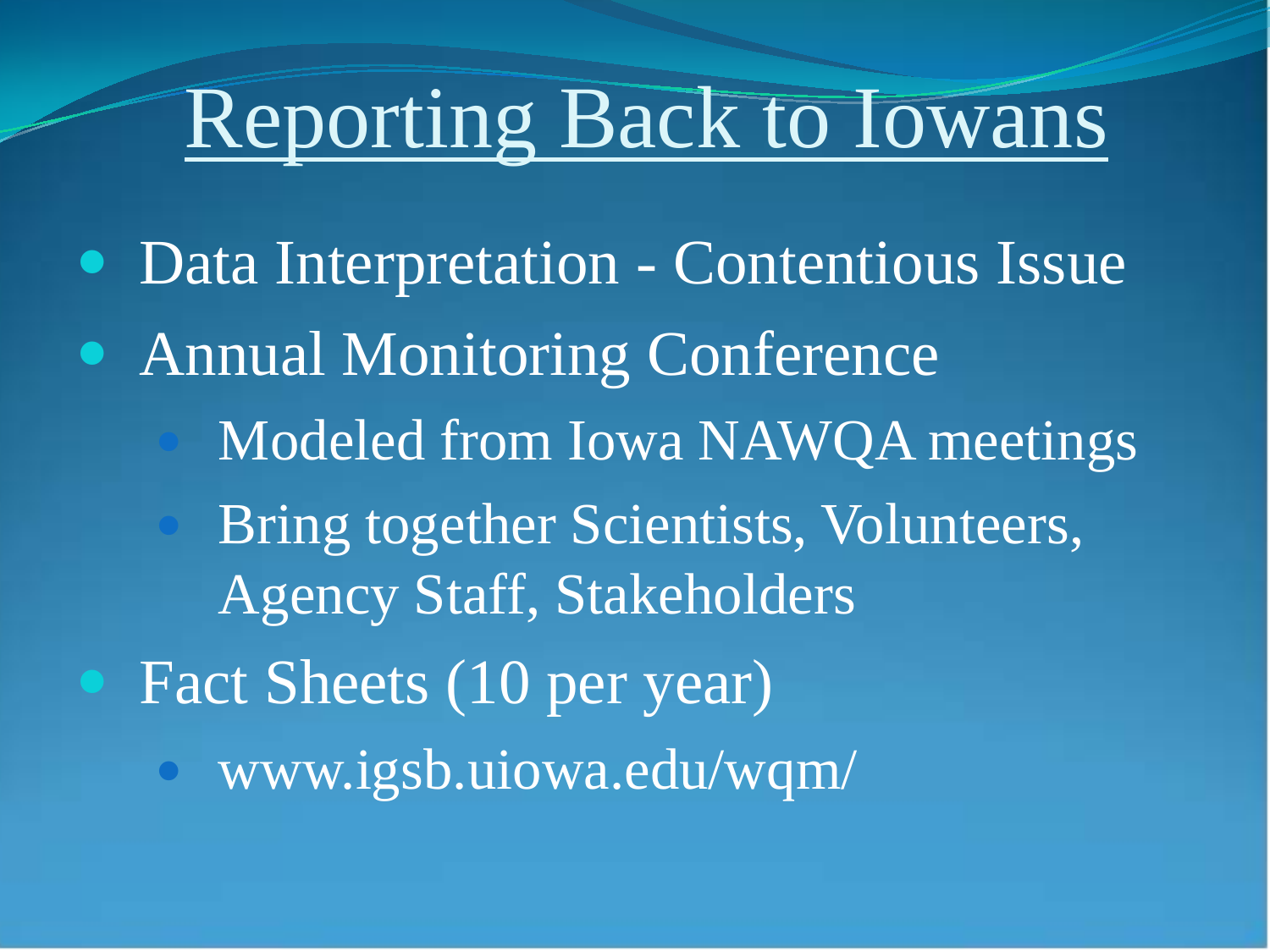# Reporting Back to Iowans

- Data Interpretation - Contentious Issue
- Annual Monitoring Conference
  - Modeled from Iowa NAWQA meetings
  - Bring together Scientists, Volunteers, Agency Staff, Stakeholders
- Fact Sheets (10 per year)
  - www.igsb.uiowa.edu/wqm/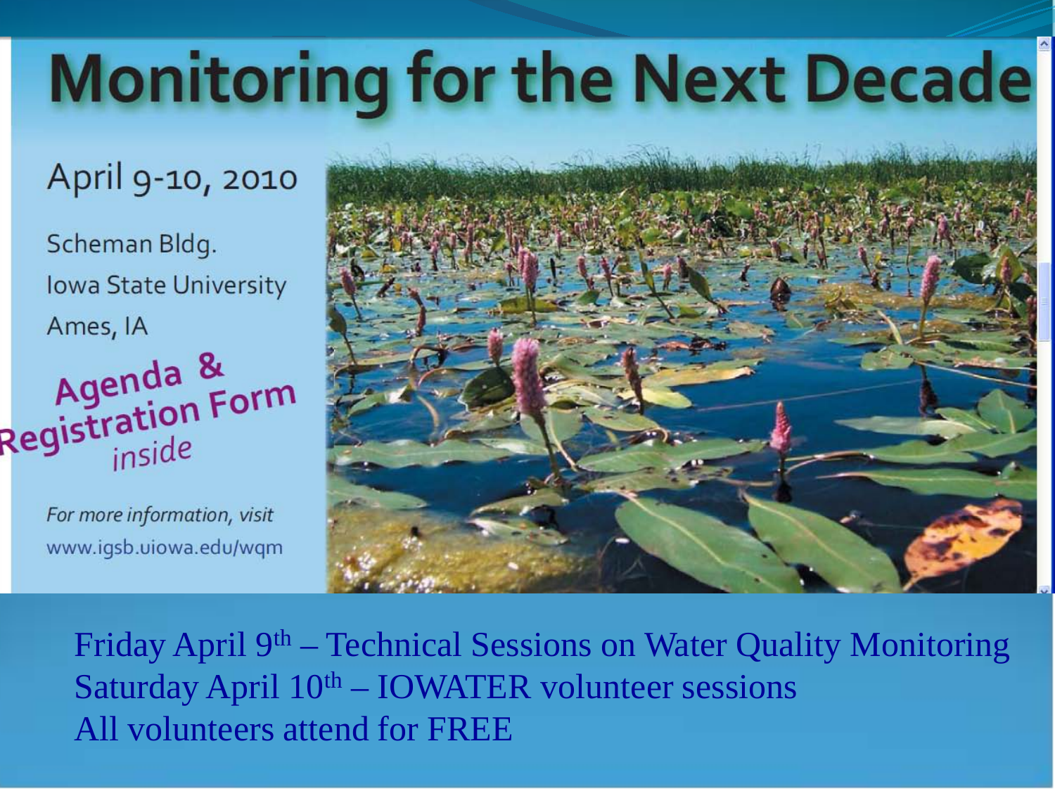# Monitoring for the Next Decade

April 9-10, 2010

Scheman Bldg.
Iowa State University
Ames, IA

Agenda & Registration Form *inside*

*For more information, visit*
www.igsb.uiowa.edu/wqm

Friday April 9th – Technical Sessions on Water Quality Monitoring
Saturday April 10th – IOWATER volunteer sessions
All volunteers attend for FREE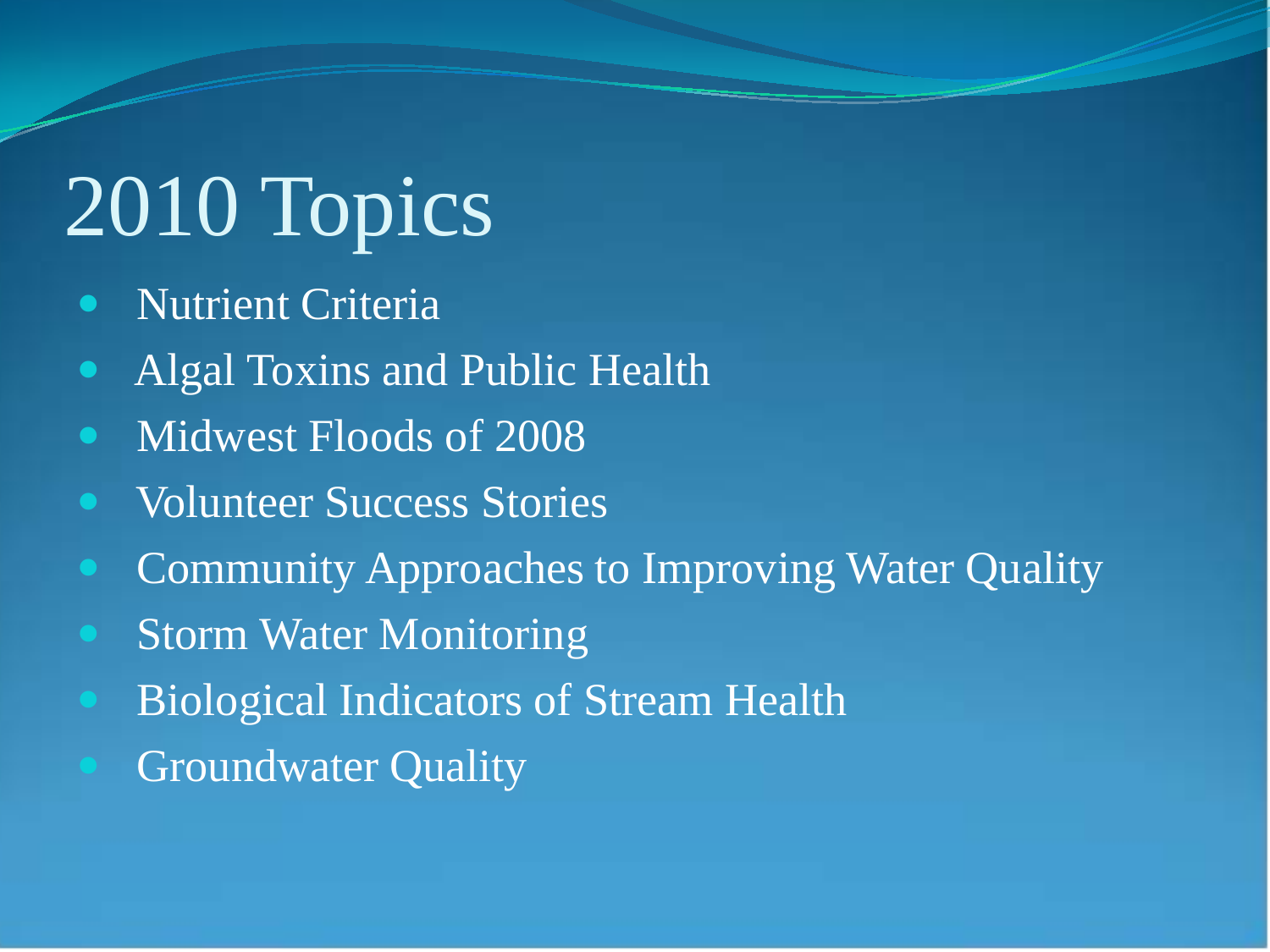# 2010 Topics

- Nutrient Criteria
- Algal Toxins and Public Health
- Midwest Floods of 2008
- Volunteer Success Stories
- Community Approaches to Improving Water Quality
- Storm Water Monitoring
- Biological Indicators of Stream Health
- Groundwater Quality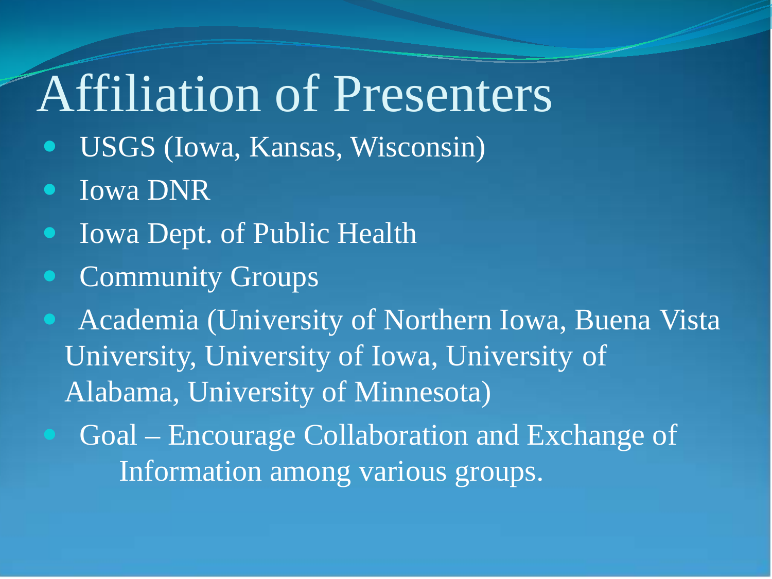# Affiliation of Presenters

- USGS (Iowa, Kansas, Wisconsin)
- Iowa DNR
- Iowa Dept. of Public Health
- Community Groups
- Academia (University of Northern Iowa, Buena Vista University, University of Iowa, University of Alabama, University of Minnesota)
- Goal – Encourage Collaboration and Exchange of Information among various groups.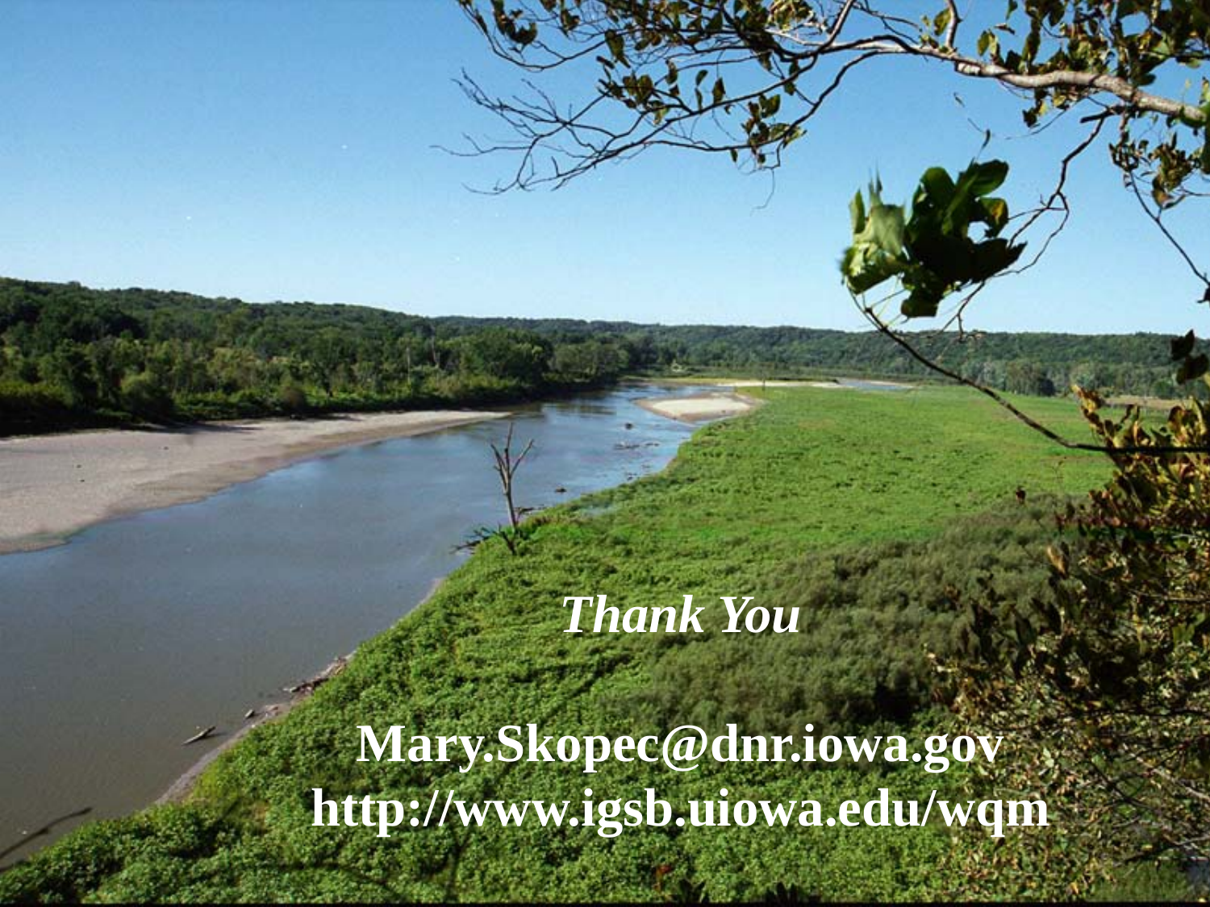*Thank You*

**Mary.Skopec@dnr.iowa.gov**
**http://www.igsb.uiowa.edu/wqm**